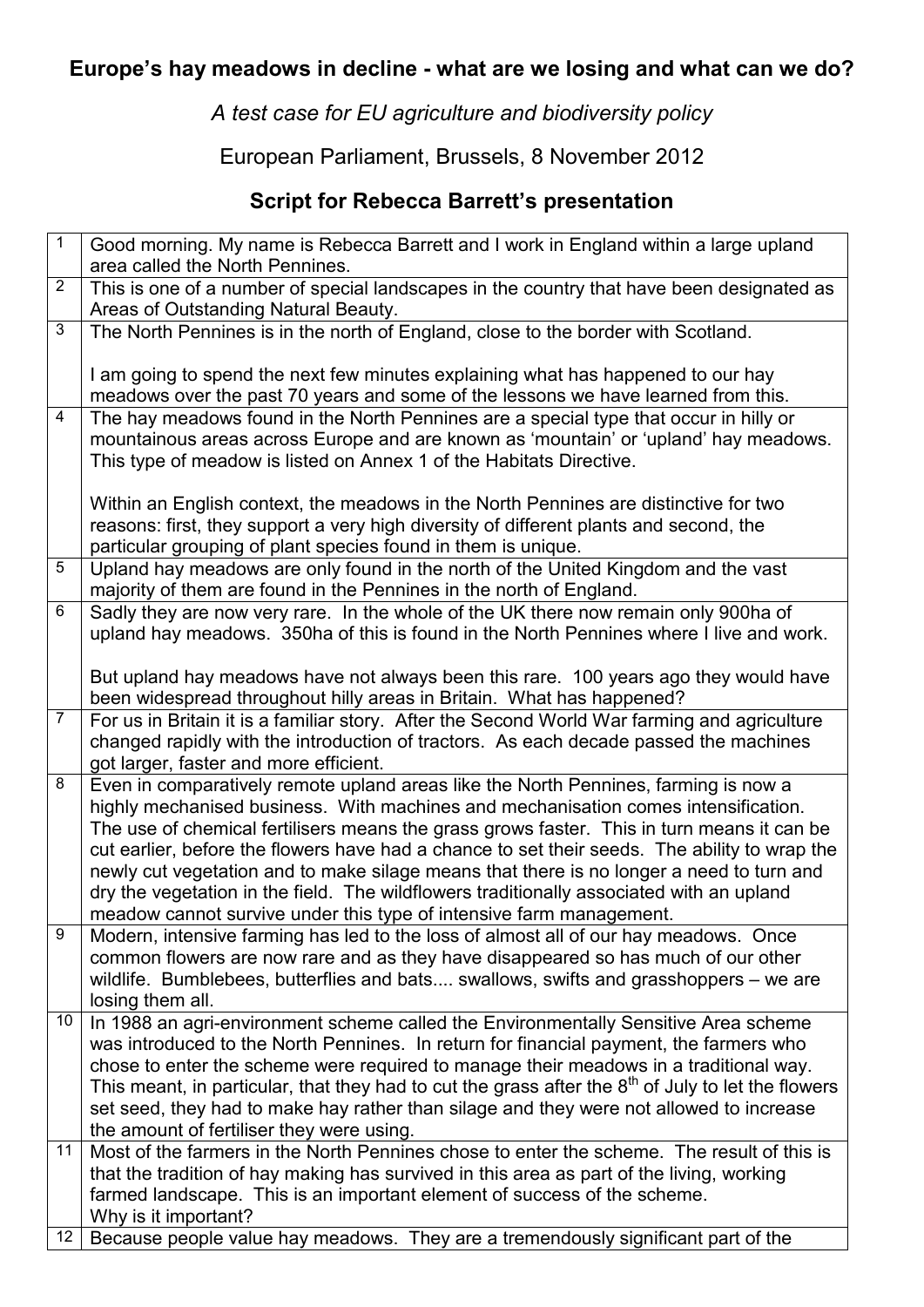## Europe's hay meadows in decline - what are we losing and what can we do?

*A test case for EU agriculture and biodiversity policy*

European Parliament, Brussels, 8 November 2012

## Script for Rebecca Barrett's presentation

| | |
|---|---|
| 1 | Good morning. My name is Rebecca Barrett and I work in England within a large upland area called the North Pennines. |
| 2 | This is one of a number of special landscapes in the country that have been designated as Areas of Outstanding Natural Beauty. |
| 3 | The North Pennines is in the north of England, close to the border with Scotland.<br><br>I am going to spend the next few minutes explaining what has happened to our hay meadows over the past 70 years and some of the lessons we have learned from this. |
| 4 | The hay meadows found in the North Pennines are a special type that occur in hilly or mountainous areas across Europe and are known as 'mountain' or 'upland' hay meadows. This type of meadow is listed on Annex 1 of the Habitats Directive.<br><br>Within an English context, the meadows in the North Pennines are distinctive for two reasons: first, they support a very high diversity of different plants and second, the particular grouping of plant species found in them is unique. |
| 5 | Upland hay meadows are only found in the north of the United Kingdom and the vast majority of them are found in the Pennines in the north of England. |
| 6 | Sadly they are now very rare. In the whole of the UK there now remain only 900ha of upland hay meadows. 350ha of this is found in the North Pennines where I live and work.<br><br>But upland hay meadows have not always been this rare. 100 years ago they would have been widespread throughout hilly areas in Britain. What has happened? |
| 7 | For us in Britain it is a familiar story. After the Second World War farming and agriculture changed rapidly with the introduction of tractors. As each decade passed the machines got larger, faster and more efficient. |
| 8 | Even in comparatively remote upland areas like the North Pennines, farming is now a highly mechanised business. With machines and mechanisation comes intensification. The use of chemical fertilisers means the grass grows faster. This in turn means it can be cut earlier, before the flowers have had a chance to set their seeds. The ability to wrap the newly cut vegetation and to make silage means that there is no longer a need to turn and dry the vegetation in the field. The wildflowers traditionally associated with an upland meadow cannot survive under this type of intensive farm management. |
| 9 | Modern, intensive farming has led to the loss of almost all of our hay meadows. Once common flowers are now rare and as they have disappeared so has much of our other wildlife. Bumblebees, butterflies and bats.... swallows, swifts and grasshoppers – we are losing them all. |
| 10 | In 1988 an agri-environment scheme called the Environmentally Sensitive Area scheme was introduced to the North Pennines. In return for financial payment, the farmers who chose to enter the scheme were required to manage their meadows in a traditional way. This meant, in particular, that they had to cut the grass after the 8th of July to let the flowers set seed, they had to make hay rather than silage and they were not allowed to increase the amount of fertiliser they were using. |
| 11 | Most of the farmers in the North Pennines chose to enter the scheme. The result of this is that the tradition of hay making has survived in this area as part of the living, working farmed landscape. This is an important element of success of the scheme.<br>Why is it important? |
| 12 | Because people value hay meadows. They are a tremendously significant part of the |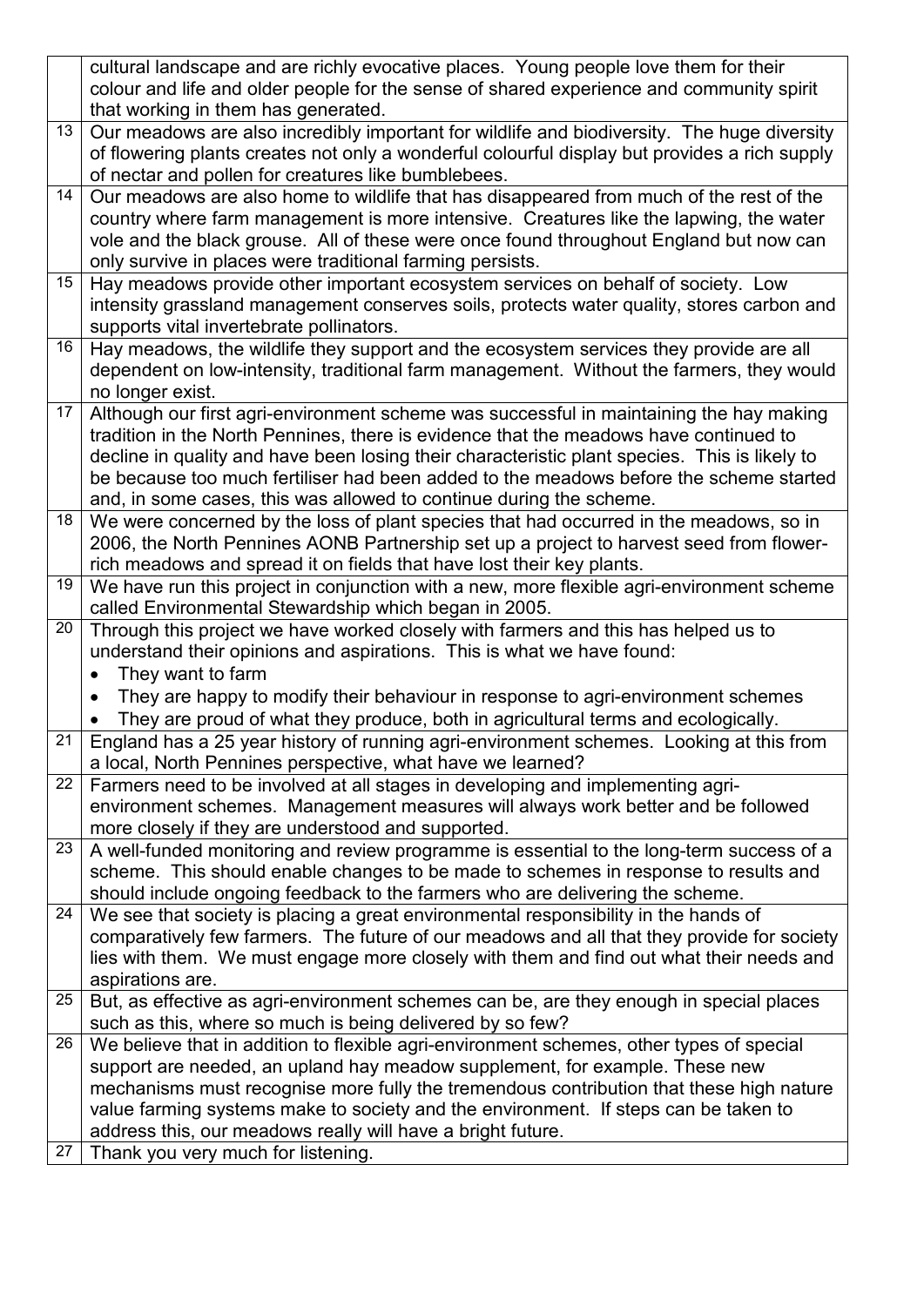| | |
|---|---|
| | cultural landscape and are richly evocative places. Young people love them for their colour and life and older people for the sense of shared experience and community spirit that working in them has generated. |
| 13 | Our meadows are also incredibly important for wildlife and biodiversity. The huge diversity of flowering plants creates not only a wonderful colourful display but provides a rich supply of nectar and pollen for creatures like bumblebees. |
| 14 | Our meadows are also home to wildlife that has disappeared from much of the rest of the country where farm management is more intensive. Creatures like the lapwing, the water vole and the black grouse. All of these were once found throughout England but now can only survive in places were traditional farming persists. |
| 15 | Hay meadows provide other important ecosystem services on behalf of society. Low intensity grassland management conserves soils, protects water quality, stores carbon and supports vital invertebrate pollinators. |
| 16 | Hay meadows, the wildlife they support and the ecosystem services they provide are all dependent on low-intensity, traditional farm management. Without the farmers, they would no longer exist. |
| 17 | Although our first agri-environment scheme was successful in maintaining the hay making tradition in the North Pennines, there is evidence that the meadows have continued to decline in quality and have been losing their characteristic plant species. This is likely to be because too much fertiliser had been added to the meadows before the scheme started and, in some cases, this was allowed to continue during the scheme. |
| 18 | We were concerned by the loss of plant species that had occurred in the meadows, so in 2006, the North Pennines AONB Partnership set up a project to harvest seed from flower-rich meadows and spread it on fields that have lost their key plants. |
| 19 | We have run this project in conjunction with a new, more flexible agri-environment scheme called Environmental Stewardship which began in 2005. |
| 20 | Through this project we have worked closely with farmers and this has helped us to understand their opinions and aspirations. This is what we have found:<br>• They want to farm<br>• They are happy to modify their behaviour in response to agri-environment schemes<br>• They are proud of what they produce, both in agricultural terms and ecologically. |
| 21 | England has a 25 year history of running agri-environment schemes. Looking at this from a local, North Pennines perspective, what have we learned? |
| 22 | Farmers need to be involved at all stages in developing and implementing agri-environment schemes. Management measures will always work better and be followed more closely if they are understood and supported. |
| 23 | A well-funded monitoring and review programme is essential to the long-term success of a scheme. This should enable changes to be made to schemes in response to results and should include ongoing feedback to the farmers who are delivering the scheme. |
| 24 | We see that society is placing a great environmental responsibility in the hands of comparatively few farmers. The future of our meadows and all that they provide for society lies with them. We must engage more closely with them and find out what their needs and aspirations are. |
| 25 | But, as effective as agri-environment schemes can be, are they enough in special places such as this, where so much is being delivered by so few? |
| 26 | We believe that in addition to flexible agri-environment schemes, other types of special support are needed, an upland hay meadow supplement, for example. These new mechanisms must recognise more fully the tremendous contribution that these high nature value farming systems make to society and the environment. If steps can be taken to address this, our meadows really will have a bright future. |
| 27 | Thank you very much for listening. |